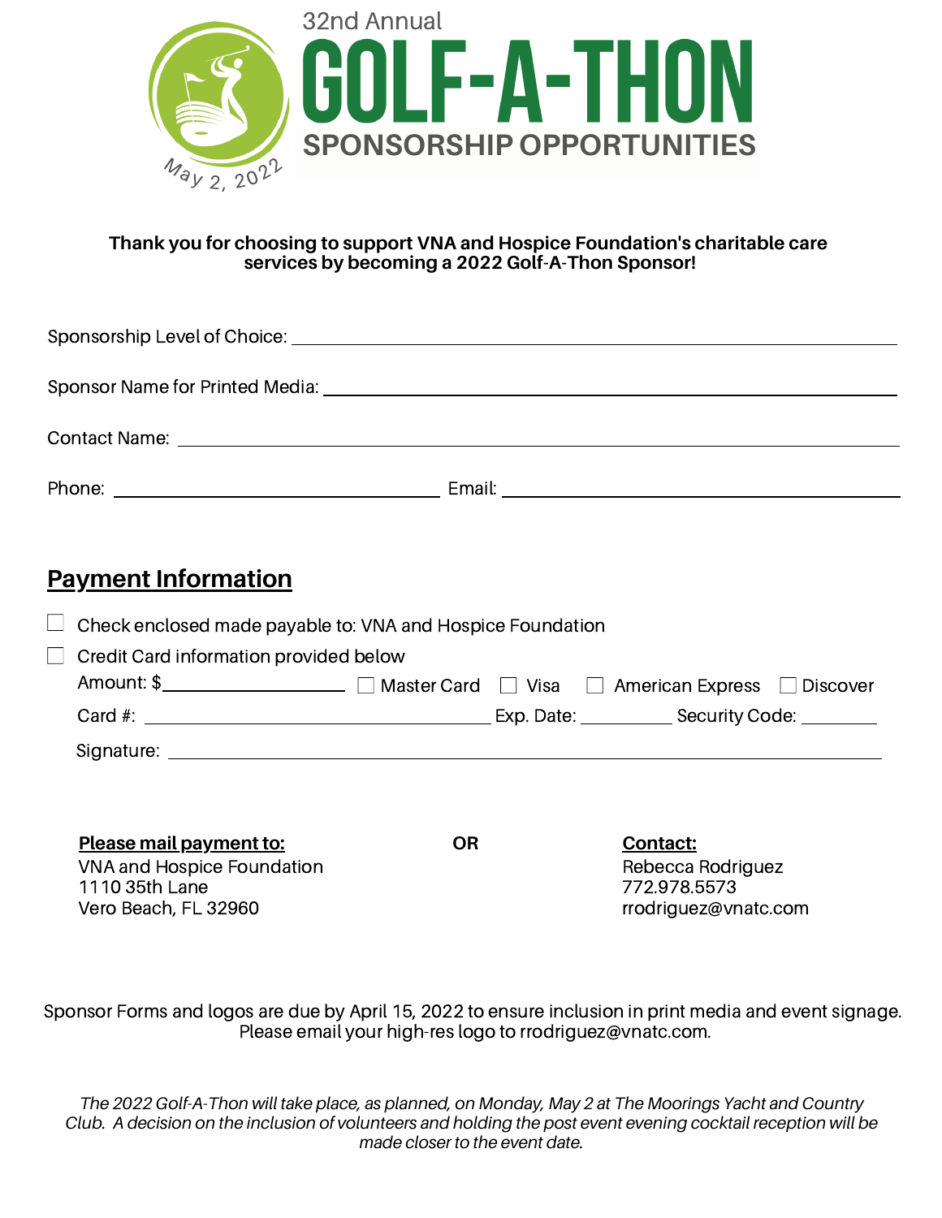32nd Annual

# GOLF-A-THON

## SPONSORSHIP OPPORTUNITIES

May 2, 2022

**Thank you for choosing to support VNA and Hospice Foundation's charitable care services by becoming a 2022 Golf-A-Thon Sponsor!**

Sponsorship Level of Choice: ______________________________

Sponsor Name for Printed Media: ______________________________

Contact Name: ______________________________

Phone: ______________________ Email: ______________________

## Payment Information

☐ Check enclosed made payable to: VNA and Hospice Foundation

☐ Credit Card information provided below

Amount: $______________ ☐ Master Card ☐ Visa ☐ American Express ☐ Discover

Card #: ______________________ Exp. Date: __________ Security Code: ________

Signature: ______________________________

**Please mail payment to:**
VNA and Hospice Foundation
1110 35th Lane
Vero Beach, FL 32960

**OR**

**Contact:**
Rebecca Rodriguez
772.978.5573
rrodriguez@vnatc.com

Sponsor Forms and logos are due by April 15, 2022 to ensure inclusion in print media and event signage. Please email your high-res logo to rrodriguez@vnatc.com.

*The 2022 Golf-A-Thon will take place, as planned, on Monday, May 2 at The Moorings Yacht and Country Club. A decision on the inclusion of volunteers and holding the post event evening cocktail reception will be made closer to the event date.*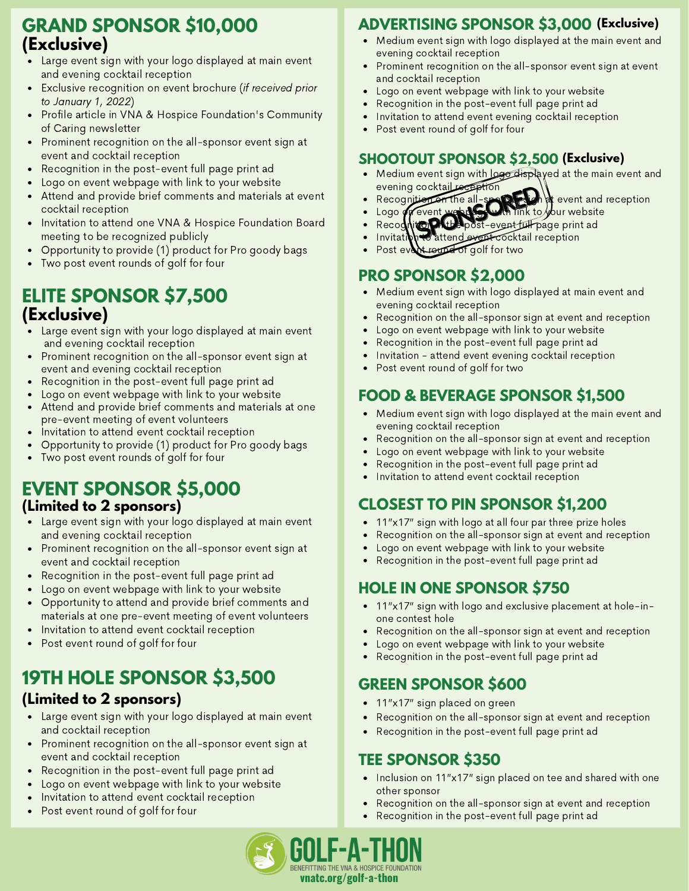## GRAND SPONSOR $10,000
**(Exclusive)**

- Large event sign with your logo displayed at main event and evening cocktail reception
- Exclusive recognition on event brochure (*if received prior to January 1, 2022*)
- Profile article in VNA & Hospice Foundation's Community of Caring newsletter
- Prominent recognition on the all-sponsor event sign at event and cocktail reception
- Recognition in the post-event full page print ad
- Logo on event webpage with link to your website
- Attend and provide brief comments and materials at event cocktail reception
- Invitation to attend one VNA & Hospice Foundation Board meeting to be recognized publicly
- Opportunity to provide (1) product for Pro goody bags
- Two post event rounds of golf for four

## ELITE SPONSOR $7,500
**(Exclusive)**

- Large event sign with your logo displayed at main event and evening cocktail reception
- Prominent recognition on the all-sponsor event sign at event and evening cocktail reception
- Recognition in the post-event full page print ad
- Logo on event webpage with link to your website
- Attend and provide brief comments and materials at one pre-event meeting of event volunteers
- Invitation to attend event cocktail reception
- Opportunity to provide (1) product for Pro goody bags
- Two post event rounds of golf for four

## EVENT SPONSOR $5,000
**(Limited to 2 sponsors)**

- Large event sign with your logo displayed at main event and evening cocktail reception
- Prominent recognition on the all-sponsor event sign at event and cocktail reception
- Recognition in the post-event full page print ad
- Logo on event webpage with link to your website
- Opportunity to attend and provide brief comments and materials at one pre-event meeting of event volunteers
- Invitation to attend event cocktail reception
- Post event round of golf for four

## 19TH HOLE SPONSOR $3,500
**(Limited to 2 sponsors)**

- Large event sign with your logo displayed at main event and cocktail reception
- Prominent recognition on the all-sponsor event sign at event and cocktail reception
- Recognition in the post-event full page print ad
- Logo on event webpage with link to your website
- Invitation to attend event cocktail reception
- Post event round of golf for four

## ADVERTISING SPONSOR $3,000 **(Exclusive)**

- Medium event sign with logo displayed at the main event and evening cocktail reception
- Prominent recognition on the all-sponsor event sign at event and cocktail reception
- Logo on event webpage with link to your website
- Recognition in the post-event full page print ad
- Invitation to attend event evening cocktail reception
- Post event round of golf for four

## SHOOTOUT SPONSOR $2,500 **(Exclusive)**

SPONSORED

- Medium event sign with logo displayed at the main event and evening cocktail reception
- Recognition on the all-sponsor sign at event and reception
- Logo on event webpage with link to your website
- Recognition in the post-event full page print ad
- Invitation to attend event cocktail reception
- Post event round of golf for two

## PRO SPONSOR $2,000

- Medium event sign with logo displayed at main event and evening cocktail reception
- Recognition on the all-sponsor sign at event and reception
- Logo on event webpage with link to your website
- Recognition in the post-event full page print ad
- Invitation - attend event evening cocktail reception
- Post event round of golf for two

## FOOD & BEVERAGE SPONSOR $1,500

- Medium event sign with logo displayed at the main event and evening cocktail reception
- Recognition on the all-sponsor sign at event and reception
- Logo on event webpage with link to your website
- Recognition in the post-event full page print ad
- Invitation to attend event cocktail reception

## CLOSEST TO PIN SPONSOR $1,200

- 11″x17″ sign with logo at all four par three prize holes
- Recognition on the all-sponsor sign at event and reception
- Logo on event webpage with link to your website
- Recognition in the post-event full page print ad

## HOLE IN ONE SPONSOR $750

- 11″x17″ sign with logo and exclusive placement at hole-in-one contest hole
- Recognition on the all-sponsor sign at event and reception
- Logo on event webpage with link to your website
- Recognition in the post-event full page print ad

## GREEN SPONSOR $600

- 11″x17″ sign placed on green
- Recognition on the all-sponsor sign at event and reception
- Recognition in the post-event full page print ad

## TEE SPONSOR $350

- Inclusion on 11″x17″ sign placed on tee and shared with one other sponsor
- Recognition on the all-sponsor sign at event and reception
- Recognition in the post-event full page print ad

GOLF-A-THON
BENEFITTING THE VNA & HOSPICE FOUNDATION
vnatc.org/golf-a-thon